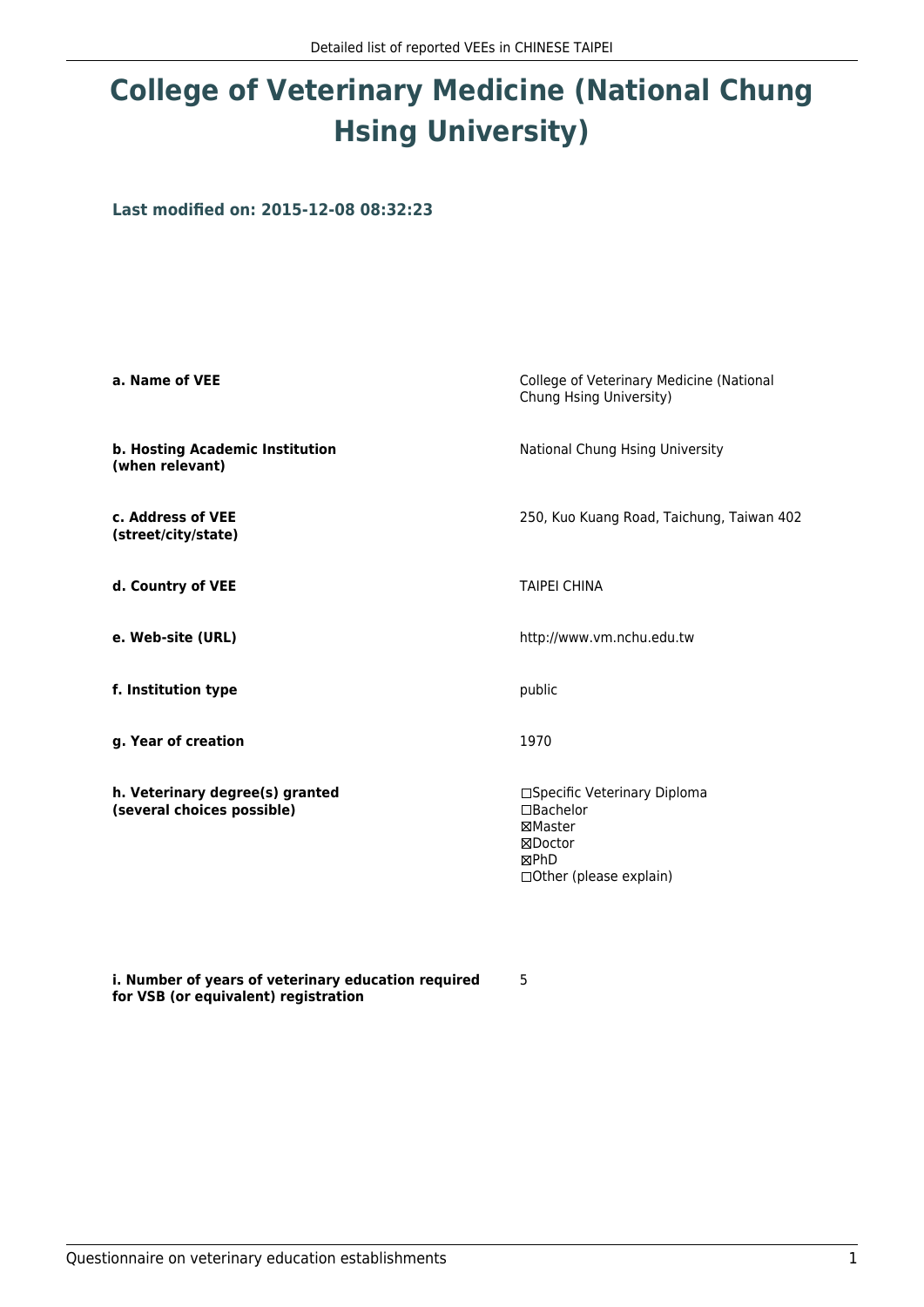# College of Veterinary Medicine (National Chung Hsing University)

**Last modified on: 2015-12-08 08:32:23**

| | |
|---|---|
| **a. Name of VEE** | College of Veterinary Medicine (National Chung Hsing University) |
| **b. Hosting Academic Institution (when relevant)** | National Chung Hsing University |
| **c. Address of VEE (street/city/state)** | 250, Kuo Kuang Road, Taichung, Taiwan 402 |
| **d. Country of VEE** | TAIPEI CHINA |
| **e. Web-site (URL)** | http://www.vm.nchu.edu.tw |
| **f. Institution type** | public |
| **g. Year of creation** | 1970 |
| **h. Veterinary degree(s) granted (several choices possible)** | ☐Specific Veterinary Diploma<br>☐Bachelor<br>☒Master<br>☒Doctor<br>☒PhD<br>☐Other (please explain) |
| **i. Number of years of veterinary education required for VSB (or equivalent) registration** | 5 |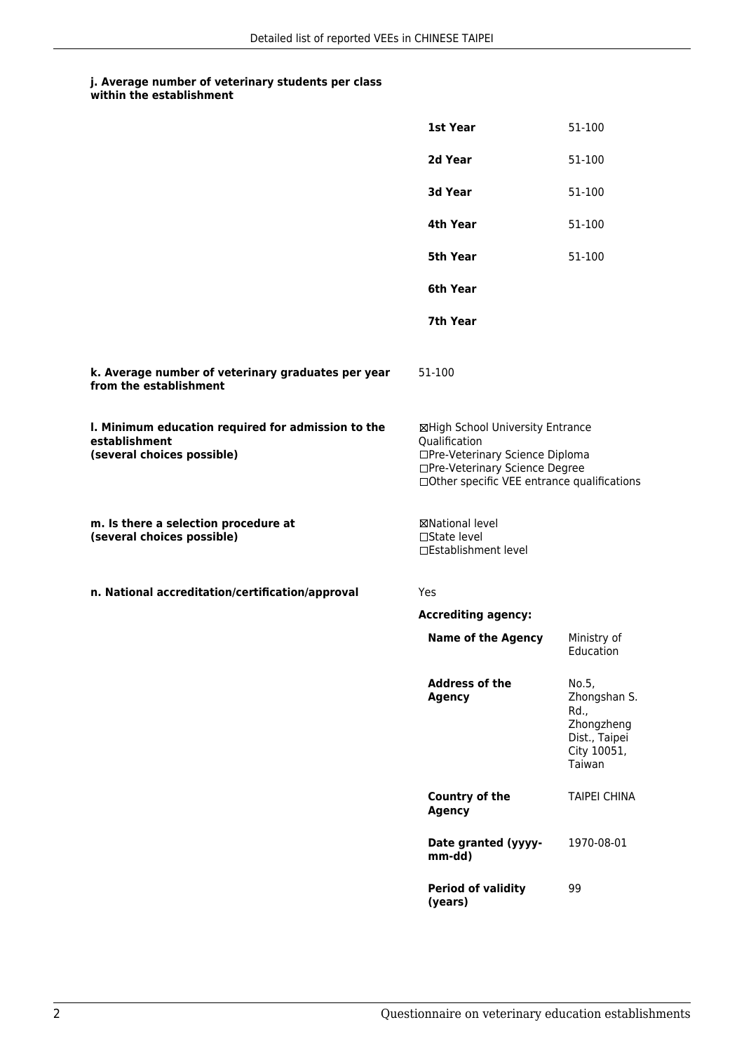#### j. Average number of veterinary students per class within the establishment

| | |
|---|---|
| **1st Year** | 51-100 |
| **2d Year** | 51-100 |
| **3d Year** | 51-100 |
| **4th Year** | 51-100 |
| **5th Year** | 51-100 |
| **6th Year** | |
| **7th Year** | |

**k. Average number of veterinary graduates per year from the establishment**

51-100

**l. Minimum education required for admission to the establishment (several choices possible)**

☒High School University Entrance Qualification
☐Pre-Veterinary Science Diploma
☐Pre-Veterinary Science Degree
☐Other specific VEE entrance qualifications

**m. Is there a selection procedure at (several choices possible)**

☒National level
☐State level
☐Establishment level

**n. National accreditation/certification/approval**

Yes

**Accrediting agency:**

| | |
|---|---|
| **Name of the Agency** | Ministry of Education |
| **Address of the Agency** | No.5, Zhongshan S. Rd., Zhongzheng Dist., Taipei City 10051, Taiwan |
| **Country of the Agency** | TAIPEI CHINA |
| **Date granted (yyyy-mm-dd)** | 1970-08-01 |
| **Period of validity (years)** | 99 |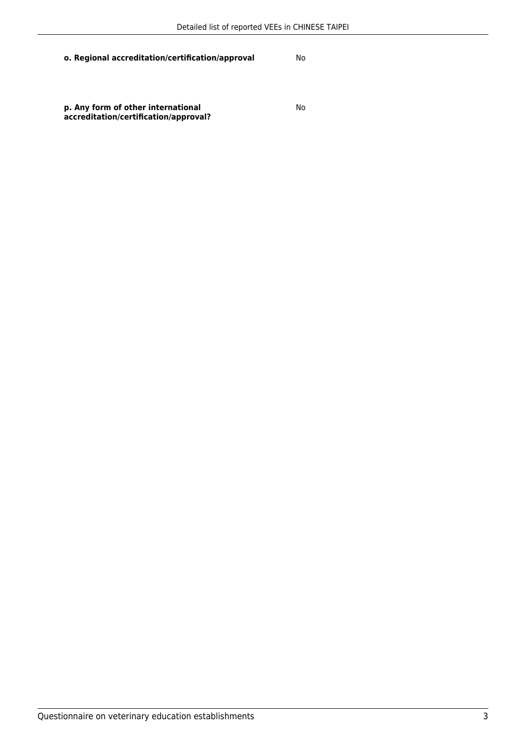**o. Regional accreditation/certification/approval** No

**p. Any form of other international accreditation/certification/approval?** No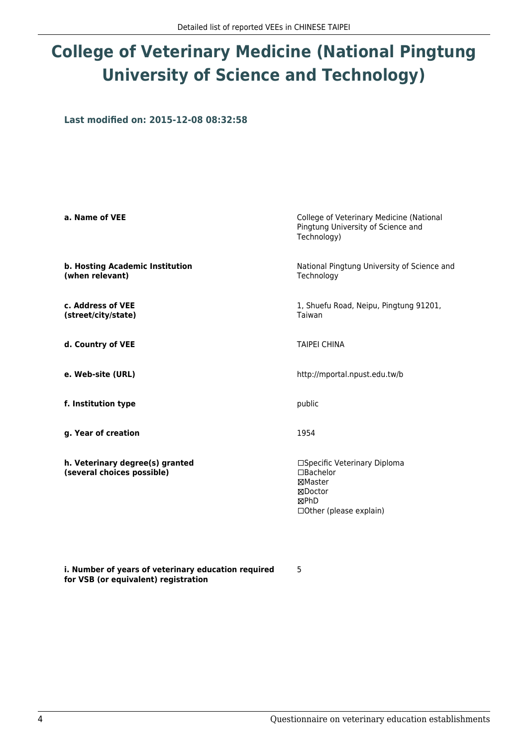# College of Veterinary Medicine (National Pingtung University of Science and Technology)

**Last modified on: 2015-12-08 08:32:58**

| | |
|---|---|
| **a. Name of VEE** | College of Veterinary Medicine (National Pingtung University of Science and Technology) |
| **b. Hosting Academic Institution (when relevant)** | National Pingtung University of Science and Technology |
| **c. Address of VEE (street/city/state)** | 1, Shuefu Road, Neipu, Pingtung 91201, Taiwan |
| **d. Country of VEE** | TAIPEI CHINA |
| **e. Web-site (URL)** | http://mportal.npust.edu.tw/b |
| **f. Institution type** | public |
| **g. Year of creation** | 1954 |
| **h. Veterinary degree(s) granted (several choices possible)** | ☐Specific Veterinary Diploma<br>☐Bachelor<br>☒Master<br>☒Doctor<br>☒PhD<br>☐Other (please explain) |
| **i. Number of years of veterinary education required for VSB (or equivalent) registration** | 5 |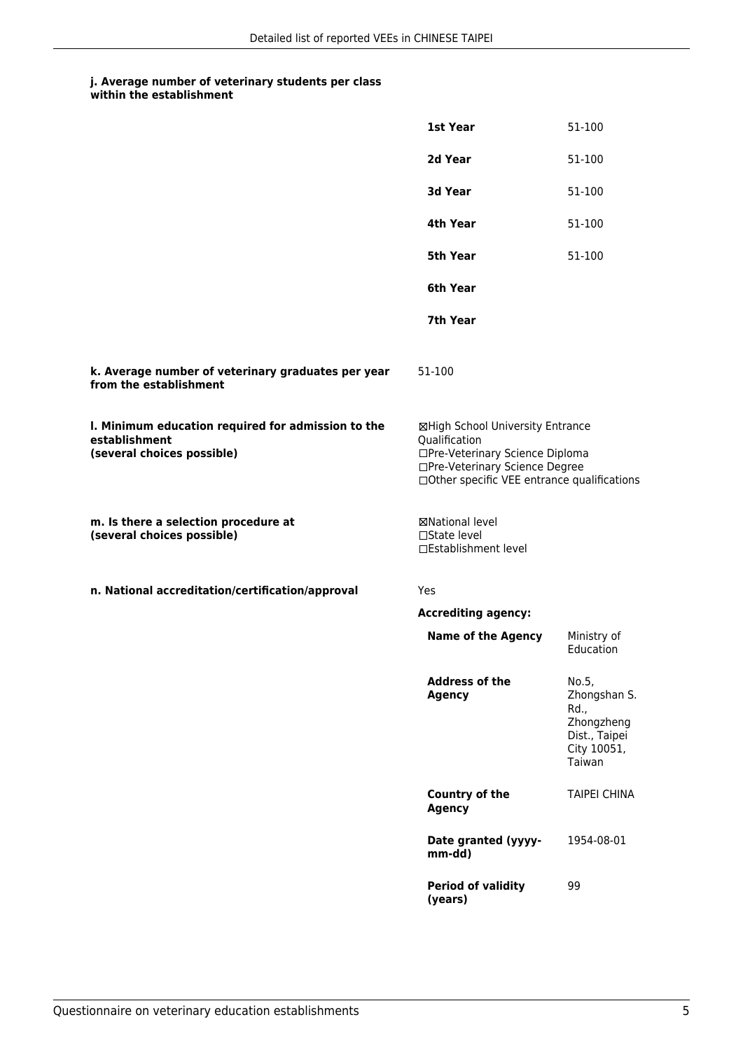**j. Average number of veterinary students per class within the establishment**

| | |
|---|---|
| **1st Year** | 51-100 |
| **2d Year** | 51-100 |
| **3d Year** | 51-100 |
| **4th Year** | 51-100 |
| **5th Year** | 51-100 |
| **6th Year** | |
| **7th Year** | |

**k. Average number of veterinary graduates per year from the establishment**

51-100

**l. Minimum education required for admission to the establishment (several choices possible)**

☒High School University Entrance Qualification
☐Pre-Veterinary Science Diploma
☐Pre-Veterinary Science Degree
☐Other specific VEE entrance qualifications

**m. Is there a selection procedure at (several choices possible)**

☒National level
☐State level
☐Establishment level

**n. National accreditation/certification/approval**

Yes

**Accrediting agency:**

| | |
|---|---|
| **Name of the Agency** | Ministry of Education |
| **Address of the Agency** | No.5, Zhongshan S. Rd., Zhongzheng Dist., Taipei City 10051, Taiwan |
| **Country of the Agency** | TAIPEI CHINA |
| **Date granted (yyyy-mm-dd)** | 1954-08-01 |
| **Period of validity (years)** | 99 |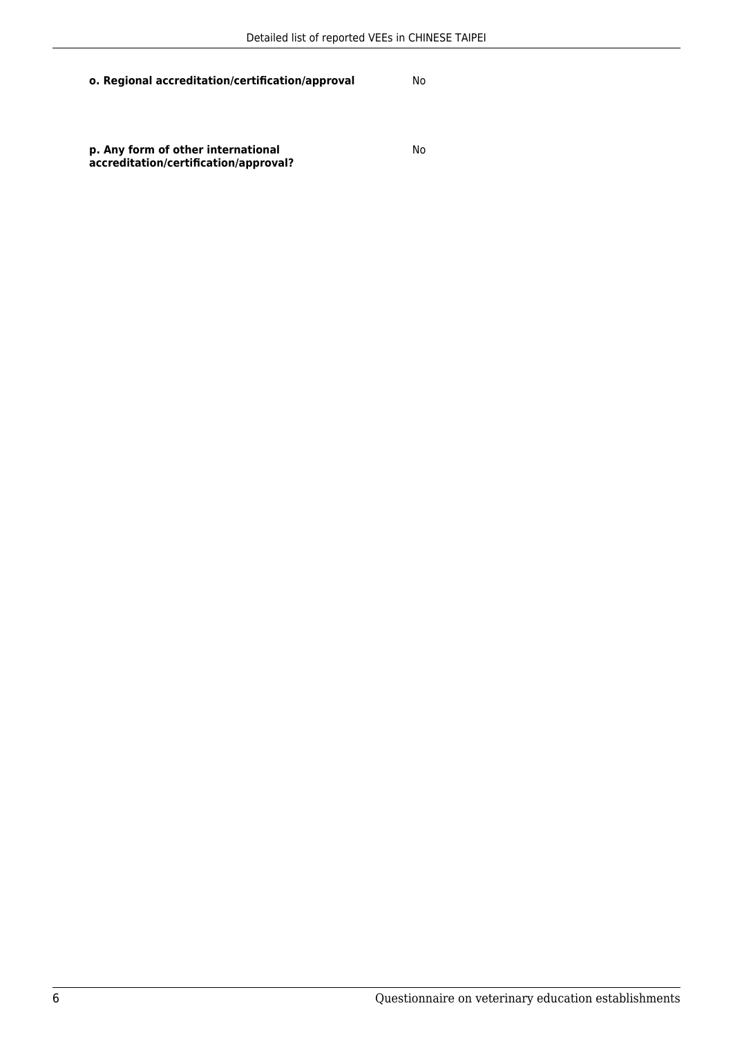| | |
|---|---|
| **o. Regional accreditation/certification/approval** | No |
| **p. Any form of other international accreditation/certification/approval?** | No |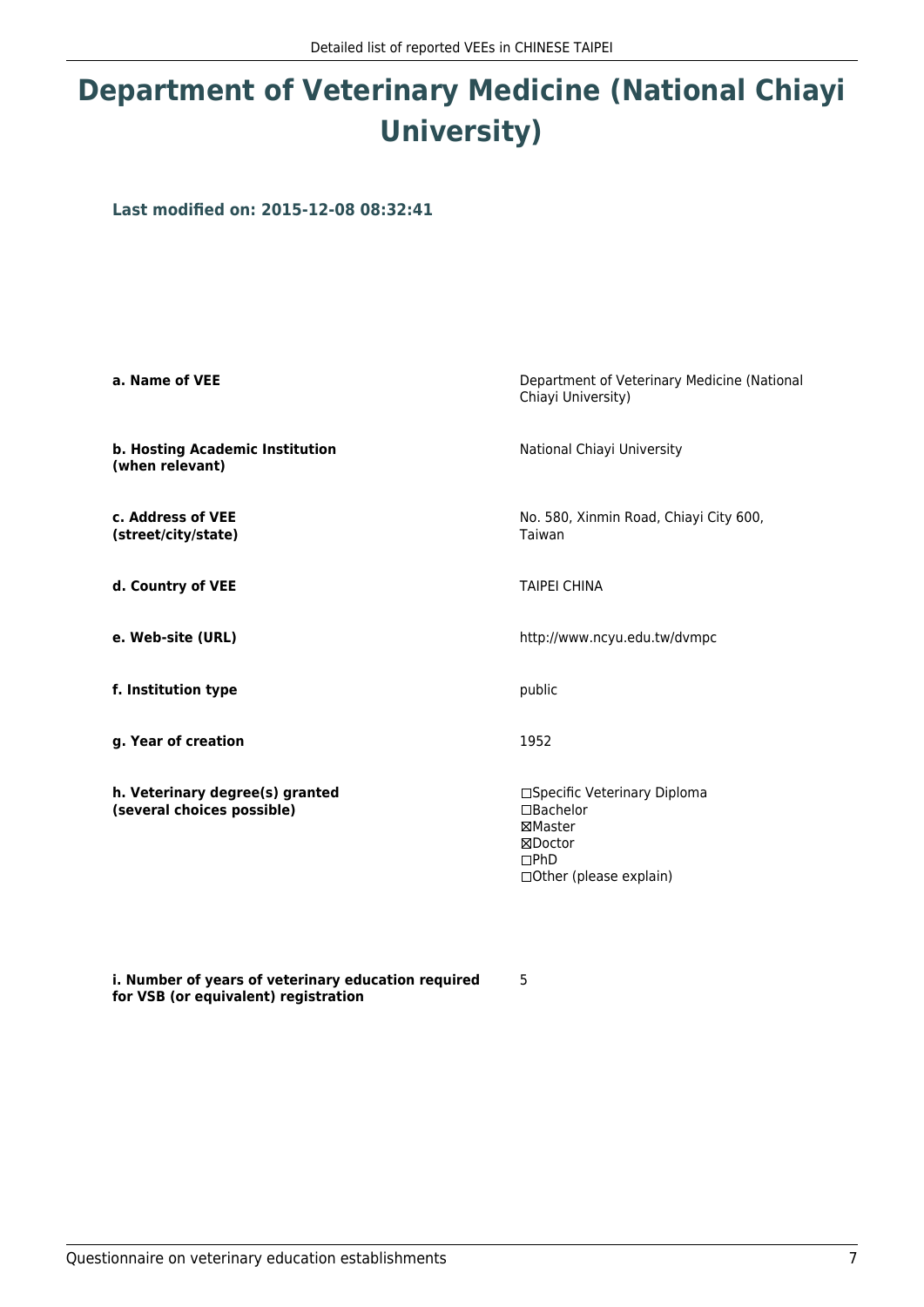# Department of Veterinary Medicine (National Chiayi University)

**Last modified on: 2015-12-08 08:32:41**

| | |
|---|---|
| **a. Name of VEE** | Department of Veterinary Medicine (National Chiayi University) |
| **b. Hosting Academic Institution (when relevant)** | National Chiayi University |
| **c. Address of VEE (street/city/state)** | No. 580, Xinmin Road, Chiayi City 600, Taiwan |
| **d. Country of VEE** | TAIPEI CHINA |
| **e. Web-site (URL)** | http://www.ncyu.edu.tw/dvmpc |
| **f. Institution type** | public |
| **g. Year of creation** | 1952 |
| **h. Veterinary degree(s) granted (several choices possible)** | ☐Specific Veterinary Diploma<br>☐Bachelor<br>☒Master<br>☒Doctor<br>☐PhD<br>☐Other (please explain) |
| **i. Number of years of veterinary education required for VSB (or equivalent) registration** | 5 |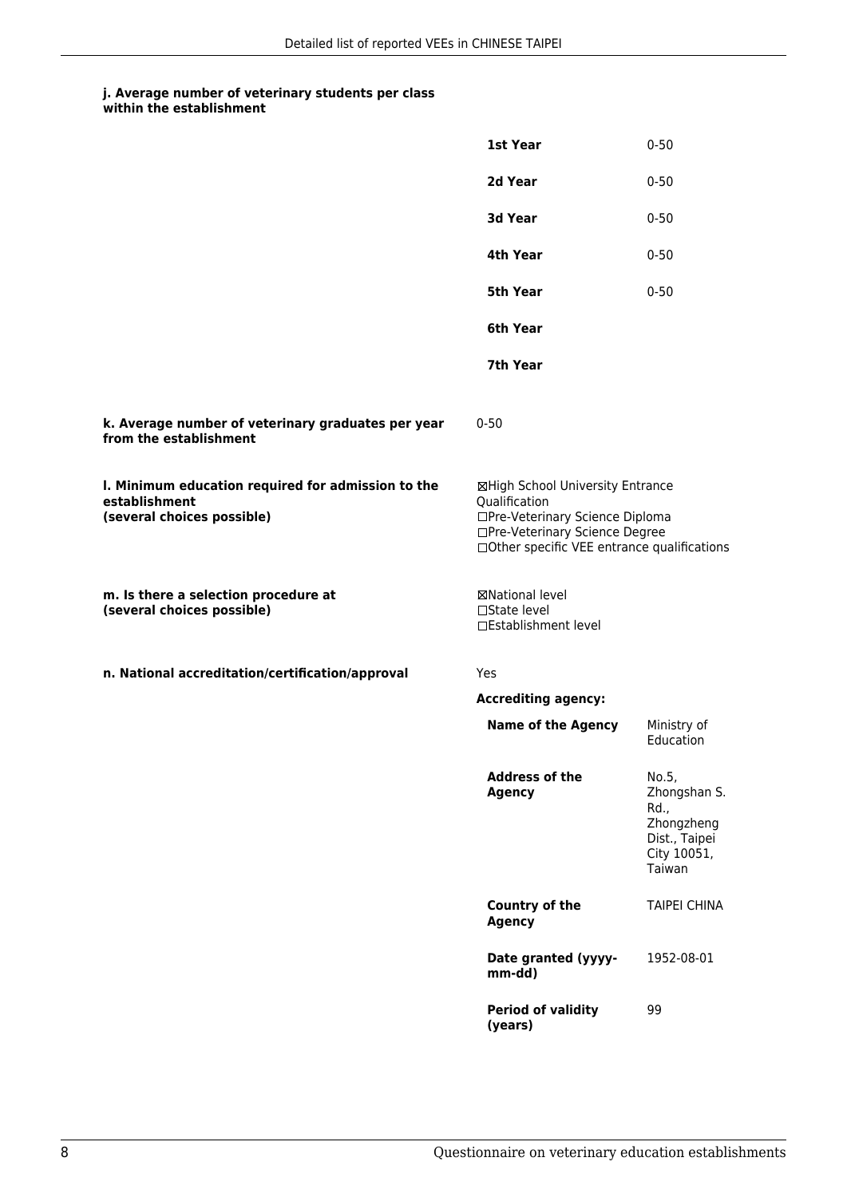#### j. Average number of veterinary students per class within the establishment

| | |
|---|---|
| **1st Year** | 0-50 |
| **2d Year** | 0-50 |
| **3d Year** | 0-50 |
| **4th Year** | 0-50 |
| **5th Year** | 0-50 |
| **6th Year** | |
| **7th Year** | |

**k. Average number of veterinary graduates per year from the establishment**

0-50

**l. Minimum education required for admission to the establishment (several choices possible)**

☒High School University Entrance Qualification
☐Pre-Veterinary Science Diploma
☐Pre-Veterinary Science Degree
☐Other specific VEE entrance qualifications

**m. Is there a selection procedure at (several choices possible)**

☒National level
☐State level
☐Establishment level

**n. National accreditation/certification/approval**

Yes

**Accrediting agency:**

| | |
|---|---|
| **Name of the Agency** | Ministry of Education |
| **Address of the Agency** | No.5, Zhongshan S. Rd., Zhongzheng Dist., Taipei City 10051, Taiwan |
| **Country of the Agency** | TAIPEI CHINA |
| **Date granted (yyyy-mm-dd)** | 1952-08-01 |
| **Period of validity (years)** | 99 |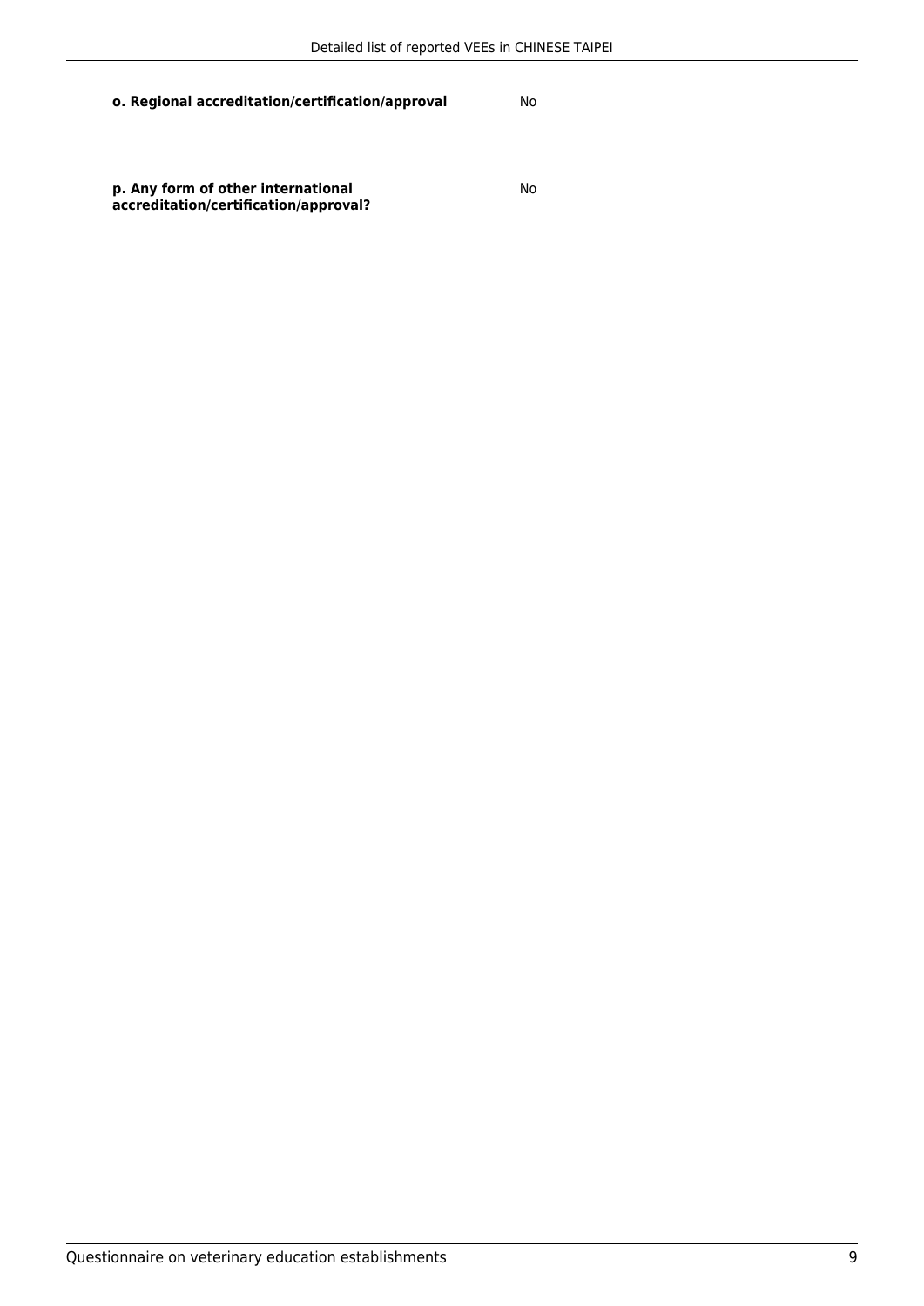| | |
|---|---|
| **o. Regional accreditation/certification/approval** | No |
| **p. Any form of other international accreditation/certification/approval?** | No |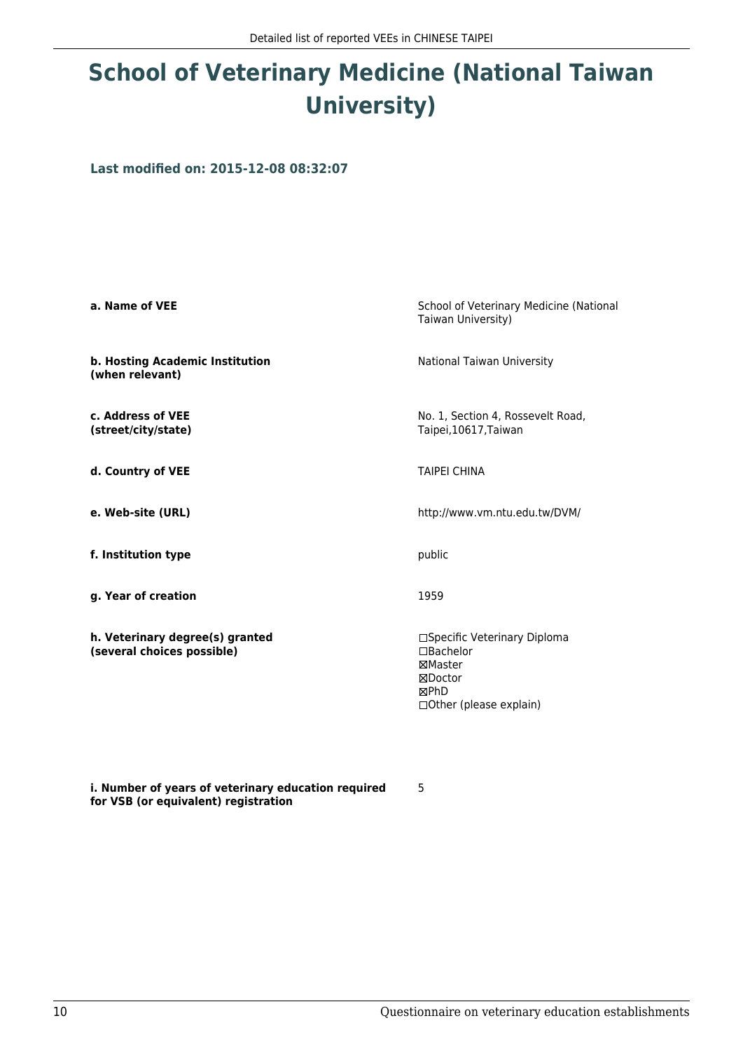# School of Veterinary Medicine (National Taiwan University)

**Last modified on: 2015-12-08 08:32:07**

| | |
|---|---|
| **a. Name of VEE** | School of Veterinary Medicine (National Taiwan University) |
| **b. Hosting Academic Institution (when relevant)** | National Taiwan University |
| **c. Address of VEE (street/city/state)** | No. 1, Section 4, Rossevelt Road, Taipei,10617,Taiwan |
| **d. Country of VEE** | TAIPEI CHINA |
| **e. Web-site (URL)** | http://www.vm.ntu.edu.tw/DVM/ |
| **f. Institution type** | public |
| **g. Year of creation** | 1959 |
| **h. Veterinary degree(s) granted (several choices possible)** | ☐Specific Veterinary Diploma<br>☐Bachelor<br>☒Master<br>☒Doctor<br>☒PhD<br>☐Other (please explain) |
| **i. Number of years of veterinary education required for VSB (or equivalent) registration** | 5 |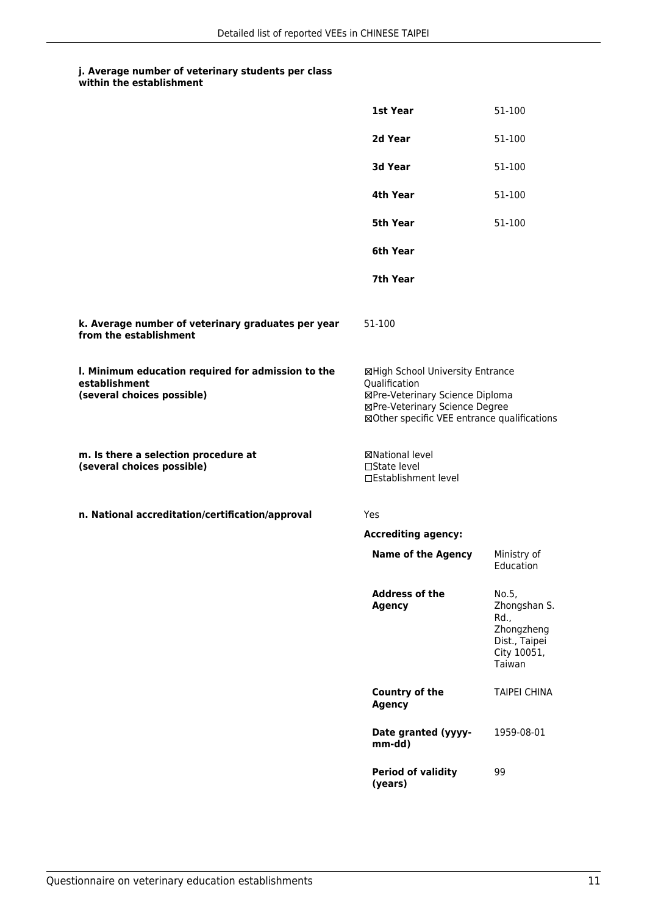**j. Average number of veterinary students per class within the establishment**

| | |
|---|---|
| **1st Year** | 51-100 |
| **2d Year** | 51-100 |
| **3d Year** | 51-100 |
| **4th Year** | 51-100 |
| **5th Year** | 51-100 |
| **6th Year** | |
| **7th Year** | |

**k. Average number of veterinary graduates per year from the establishment**

51-100

**l. Minimum education required for admission to the establishment (several choices possible)**

☒High School University Entrance Qualification
☒Pre-Veterinary Science Diploma
☒Pre-Veterinary Science Degree
☒Other specific VEE entrance qualifications

**m. Is there a selection procedure at (several choices possible)**

☒National level
☐State level
☐Establishment level

**n. National accreditation/certification/approval**

Yes

**Accrediting agency:**

| | |
|---|---|
| **Name of the Agency** | Ministry of Education |
| **Address of the Agency** | No.5, Zhongshan S. Rd., Zhongzheng Dist., Taipei City 10051, Taiwan |
| **Country of the Agency** | TAIPEI CHINA |
| **Date granted (yyyy-mm-dd)** | 1959-08-01 |
| **Period of validity (years)** | 99 |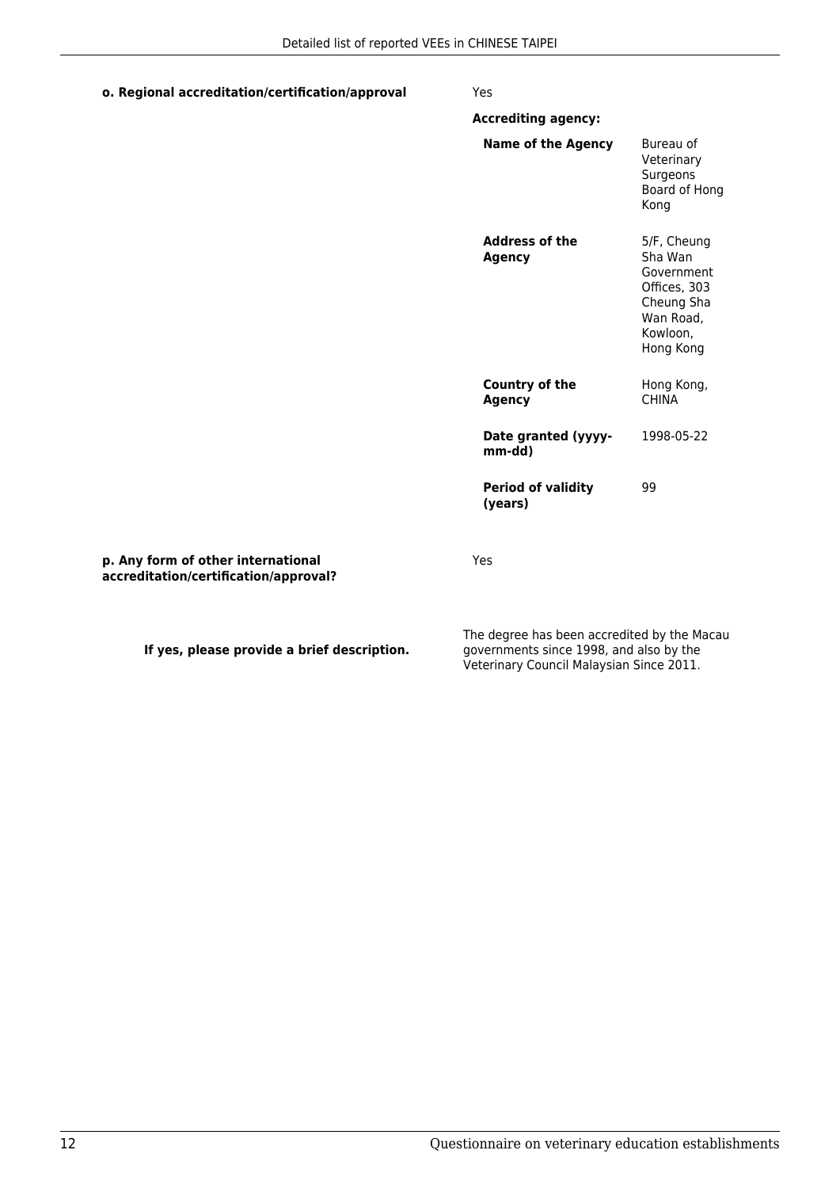**o. Regional accreditation/certification/approval** Yes

**Accrediting agency:**

| | |
|---|---|
| **Name of the Agency** | Bureau of Veterinary Surgeons Board of Hong Kong |
| **Address of the Agency** | 5/F, Cheung Sha Wan Government Offices, 303 Cheung Sha Wan Road, Kowloon, Hong Kong |
| **Country of the Agency** | Hong Kong, CHINA |
| **Date granted (yyyy-mm-dd)** | 1998-05-22 |
| **Period of validity (years)** | 99 |

**p. Any form of other international accreditation/certification/approval?** Yes

**If yes, please provide a brief description.** The degree has been accredited by the Macau governments since 1998, and also by the Veterinary Council Malaysian Since 2011.